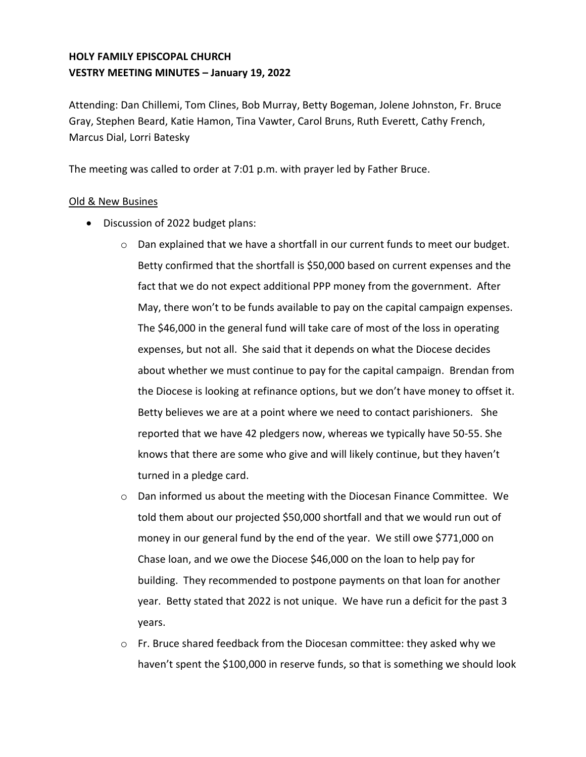**HOLY FAMILY EPISCOPAL CHURCH**
**VESTRY MEETING MINUTES – January 19, 2022**

Attending: Dan Chillemi, Tom Clines, Bob Murray, Betty Bogeman, Jolene Johnston, Fr. Bruce Gray, Stephen Beard, Katie Hamon, Tina Vawter, Carol Bruns, Ruth Everett, Cathy French, Marcus Dial, Lorri Batesky

The meeting was called to order at 7:01 p.m. with prayer led by Father Bruce.

<u>Old & New Busines</u>

- Discussion of 2022 budget plans:
  - Dan explained that we have a shortfall in our current funds to meet our budget. Betty confirmed that the shortfall is $50,000 based on current expenses and the fact that we do not expect additional PPP money from the government. After May, there won't to be funds available to pay on the capital campaign expenses. The $46,000 in the general fund will take care of most of the loss in operating expenses, but not all. She said that it depends on what the Diocese decides about whether we must continue to pay for the capital campaign. Brendan from the Diocese is looking at refinance options, but we don't have money to offset it. Betty believes we are at a point where we need to contact parishioners. She reported that we have 42 pledgers now, whereas we typically have 50-55. She knows that there are some who give and will likely continue, but they haven't turned in a pledge card.
  - Dan informed us about the meeting with the Diocesan Finance Committee. We told them about our projected $50,000 shortfall and that we would run out of money in our general fund by the end of the year. We still owe $771,000 on Chase loan, and we owe the Diocese $46,000 on the loan to help pay for building. They recommended to postpone payments on that loan for another year. Betty stated that 2022 is not unique. We have run a deficit for the past 3 years.
  - Fr. Bruce shared feedback from the Diocesan committee: they asked why we haven't spent the $100,000 in reserve funds, so that is something we should look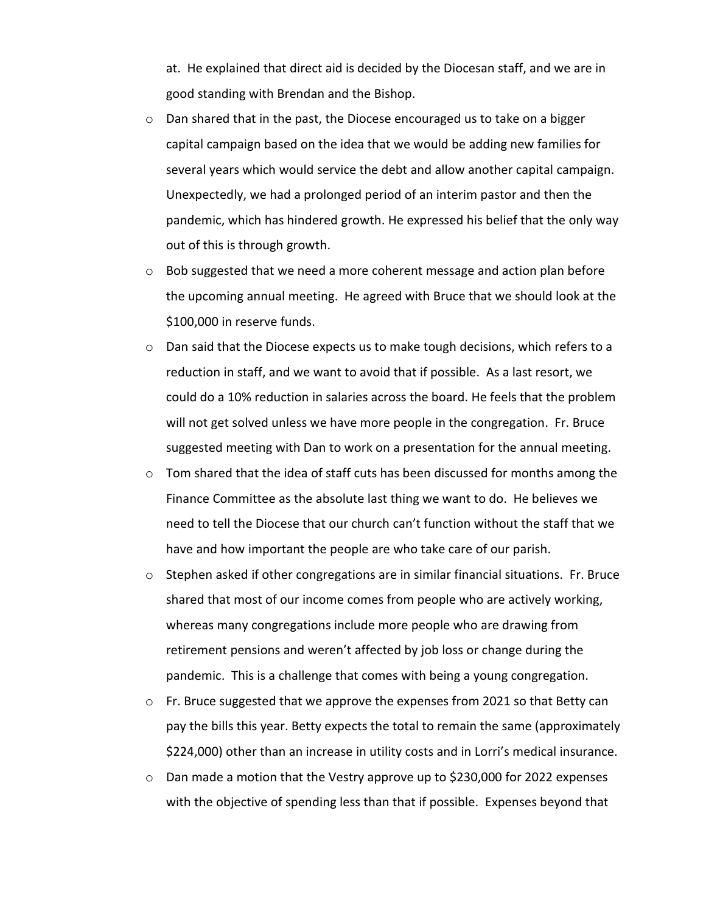at. He explained that direct aid is decided by the Diocesan staff, and we are in good standing with Brendan and the Bishop.

- Dan shared that in the past, the Diocese encouraged us to take on a bigger capital campaign based on the idea that we would be adding new families for several years which would service the debt and allow another capital campaign. Unexpectedly, we had a prolonged period of an interim pastor and then the pandemic, which has hindered growth. He expressed his belief that the only way out of this is through growth.
- Bob suggested that we need a more coherent message and action plan before the upcoming annual meeting. He agreed with Bruce that we should look at the $100,000 in reserve funds.
- Dan said that the Diocese expects us to make tough decisions, which refers to a reduction in staff, and we want to avoid that if possible. As a last resort, we could do a 10% reduction in salaries across the board. He feels that the problem will not get solved unless we have more people in the congregation. Fr. Bruce suggested meeting with Dan to work on a presentation for the annual meeting.
- Tom shared that the idea of staff cuts has been discussed for months among the Finance Committee as the absolute last thing we want to do. He believes we need to tell the Diocese that our church can't function without the staff that we have and how important the people are who take care of our parish.
- Stephen asked if other congregations are in similar financial situations. Fr. Bruce shared that most of our income comes from people who are actively working, whereas many congregations include more people who are drawing from retirement pensions and weren't affected by job loss or change during the pandemic. This is a challenge that comes with being a young congregation.
- Fr. Bruce suggested that we approve the expenses from 2021 so that Betty can pay the bills this year. Betty expects the total to remain the same (approximately $224,000) other than an increase in utility costs and in Lorri's medical insurance.
- Dan made a motion that the Vestry approve up to $230,000 for 2022 expenses with the objective of spending less than that if possible. Expenses beyond that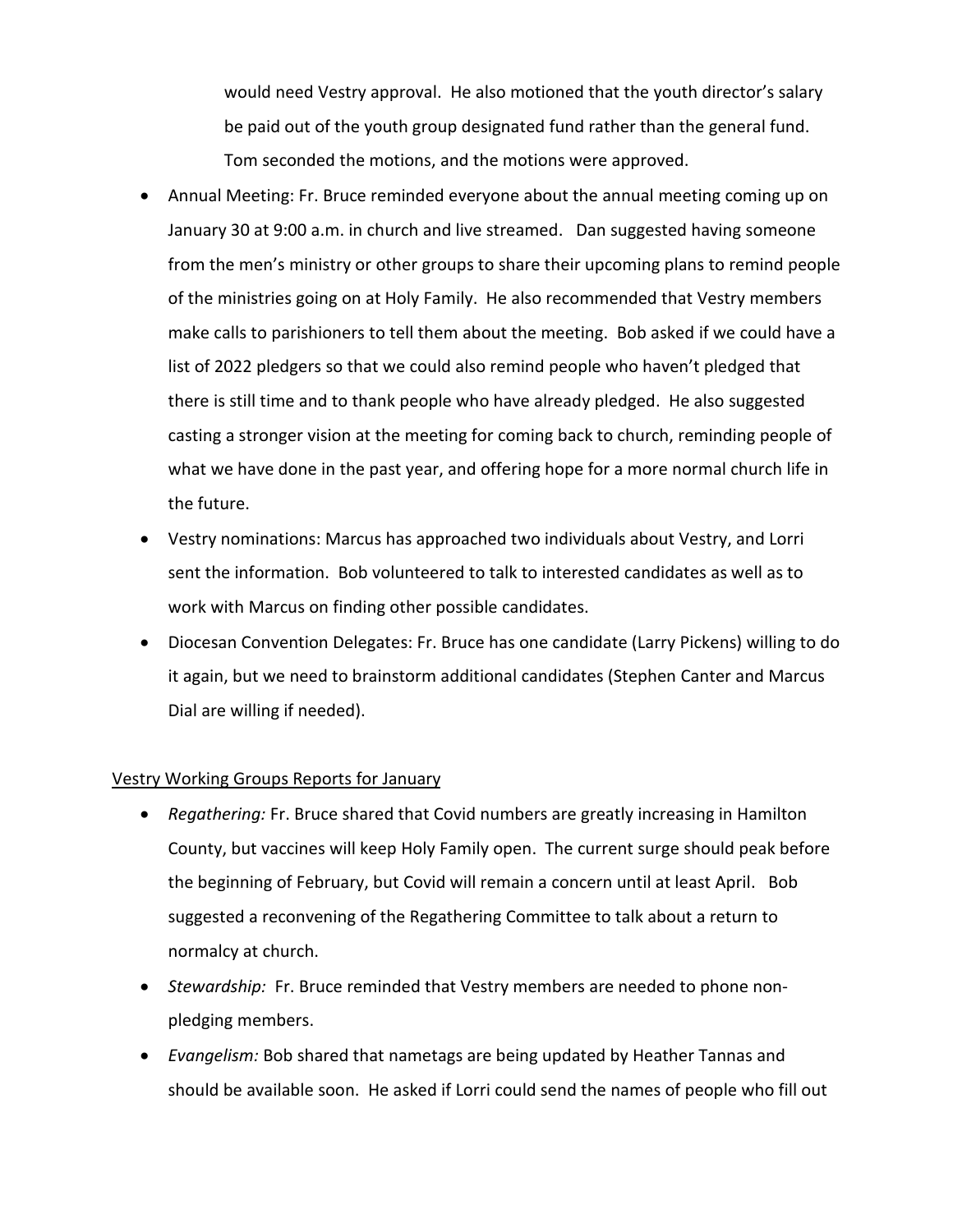would need Vestry approval. He also motioned that the youth director's salary be paid out of the youth group designated fund rather than the general fund. Tom seconded the motions, and the motions were approved.

- Annual Meeting: Fr. Bruce reminded everyone about the annual meeting coming up on January 30 at 9:00 a.m. in church and live streamed. Dan suggested having someone from the men's ministry or other groups to share their upcoming plans to remind people of the ministries going on at Holy Family. He also recommended that Vestry members make calls to parishioners to tell them about the meeting. Bob asked if we could have a list of 2022 pledgers so that we could also remind people who haven't pledged that there is still time and to thank people who have already pledged. He also suggested casting a stronger vision at the meeting for coming back to church, reminding people of what we have done in the past year, and offering hope for a more normal church life in the future.
- Vestry nominations: Marcus has approached two individuals about Vestry, and Lorri sent the information. Bob volunteered to talk to interested candidates as well as to work with Marcus on finding other possible candidates.
- Diocesan Convention Delegates: Fr. Bruce has one candidate (Larry Pickens) willing to do it again, but we need to brainstorm additional candidates (Stephen Canter and Marcus Dial are willing if needed).

<u>Vestry Working Groups Reports for January</u>

- *Regathering:* Fr. Bruce shared that Covid numbers are greatly increasing in Hamilton County, but vaccines will keep Holy Family open. The current surge should peak before the beginning of February, but Covid will remain a concern until at least April. Bob suggested a reconvening of the Regathering Committee to talk about a return to normalcy at church.
- *Stewardship:* Fr. Bruce reminded that Vestry members are needed to phone non-pledging members.
- *Evangelism:* Bob shared that nametags are being updated by Heather Tannas and should be available soon. He asked if Lorri could send the names of people who fill out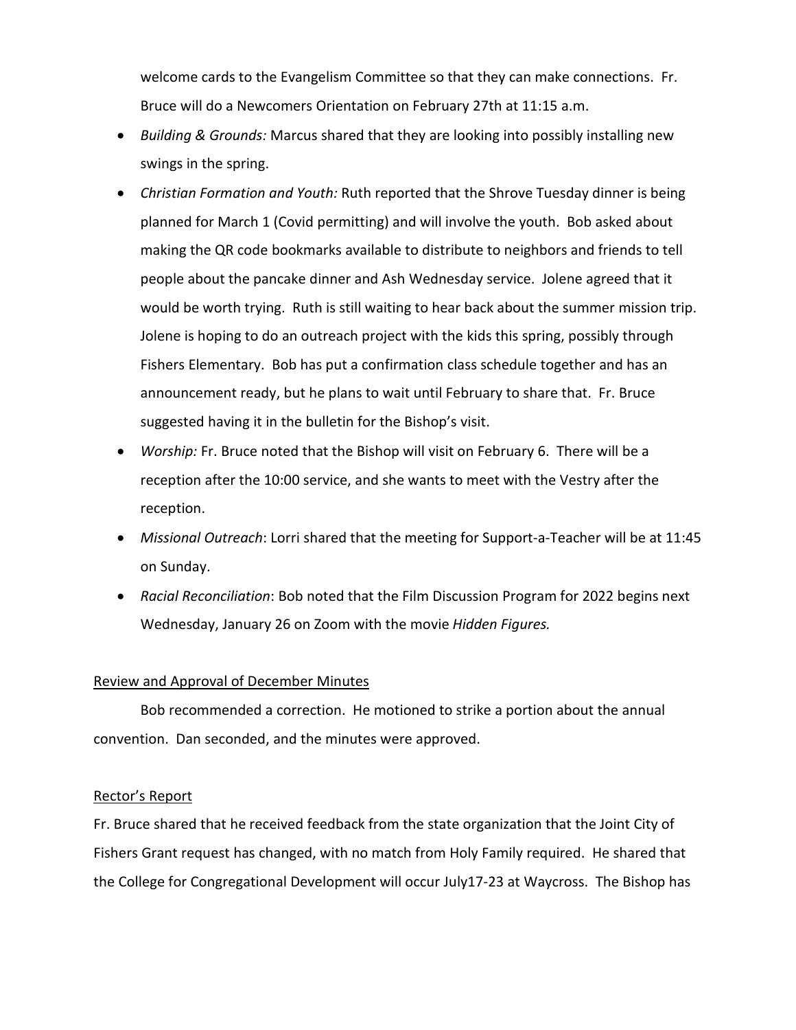welcome cards to the Evangelism Committee so that they can make connections. Fr. Bruce will do a Newcomers Orientation on February 27th at 11:15 a.m.

- *Building & Grounds:* Marcus shared that they are looking into possibly installing new swings in the spring.
- *Christian Formation and Youth:* Ruth reported that the Shrove Tuesday dinner is being planned for March 1 (Covid permitting) and will involve the youth. Bob asked about making the QR code bookmarks available to distribute to neighbors and friends to tell people about the pancake dinner and Ash Wednesday service. Jolene agreed that it would be worth trying. Ruth is still waiting to hear back about the summer mission trip. Jolene is hoping to do an outreach project with the kids this spring, possibly through Fishers Elementary. Bob has put a confirmation class schedule together and has an announcement ready, but he plans to wait until February to share that. Fr. Bruce suggested having it in the bulletin for the Bishop's visit.
- *Worship:* Fr. Bruce noted that the Bishop will visit on February 6. There will be a reception after the 10:00 service, and she wants to meet with the Vestry after the reception.
- *Missional Outreach*: Lorri shared that the meeting for Support-a-Teacher will be at 11:45 on Sunday.
- *Racial Reconciliation*: Bob noted that the Film Discussion Program for 2022 begins next Wednesday, January 26 on Zoom with the movie *Hidden Figures.*

Review and Approval of December Minutes

Bob recommended a correction. He motioned to strike a portion about the annual convention. Dan seconded, and the minutes were approved.

Rector's Report

Fr. Bruce shared that he received feedback from the state organization that the Joint City of Fishers Grant request has changed, with no match from Holy Family required. He shared that the College for Congregational Development will occur July17-23 at Waycross. The Bishop has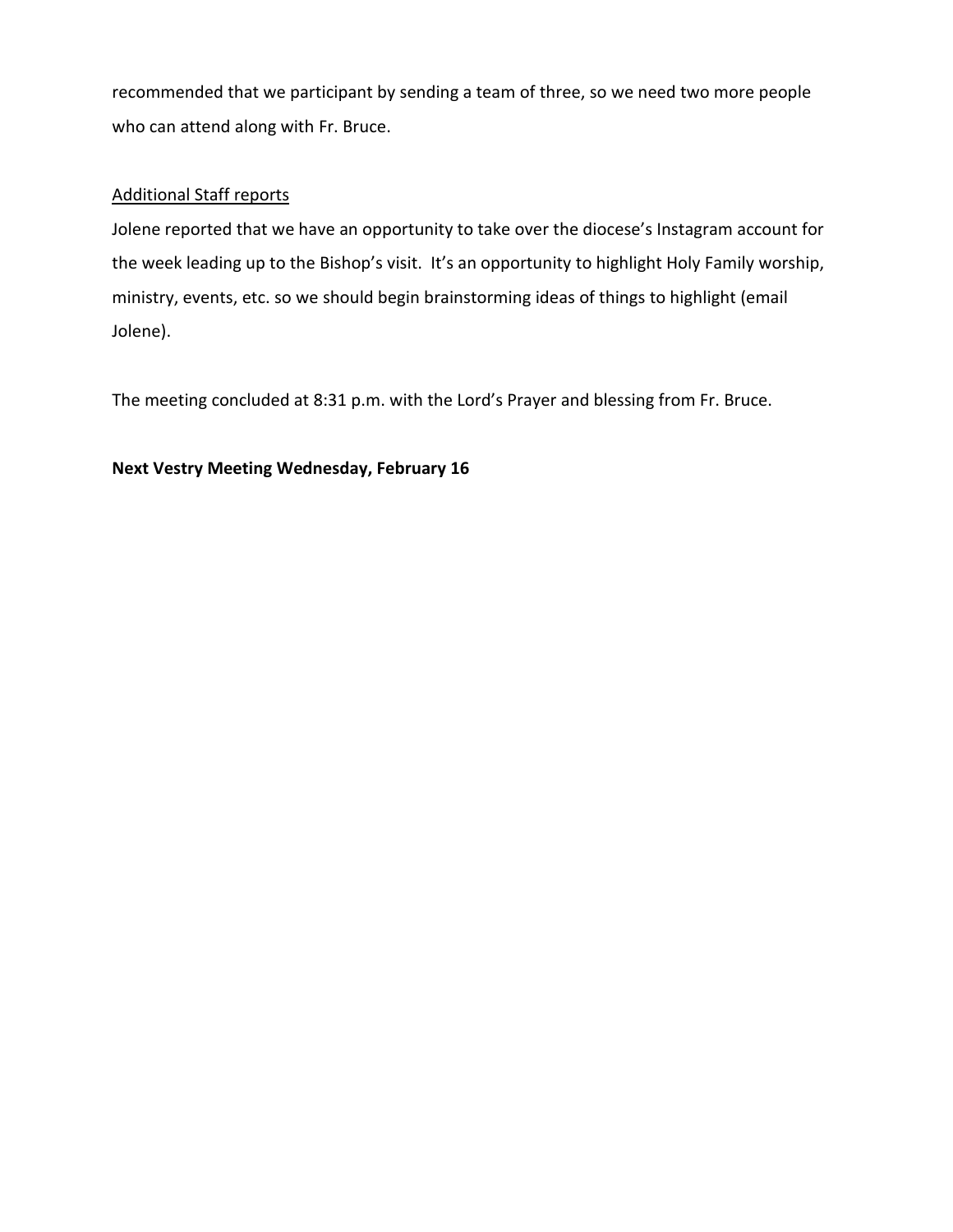recommended that we participant by sending a team of three, so we need two more people who can attend along with Fr. Bruce.

<u>Additional Staff reports</u>

Jolene reported that we have an opportunity to take over the diocese's Instagram account for the week leading up to the Bishop's visit. It's an opportunity to highlight Holy Family worship, ministry, events, etc. so we should begin brainstorming ideas of things to highlight (email Jolene).

The meeting concluded at 8:31 p.m. with the Lord's Prayer and blessing from Fr. Bruce.

**Next Vestry Meeting Wednesday, February 16**